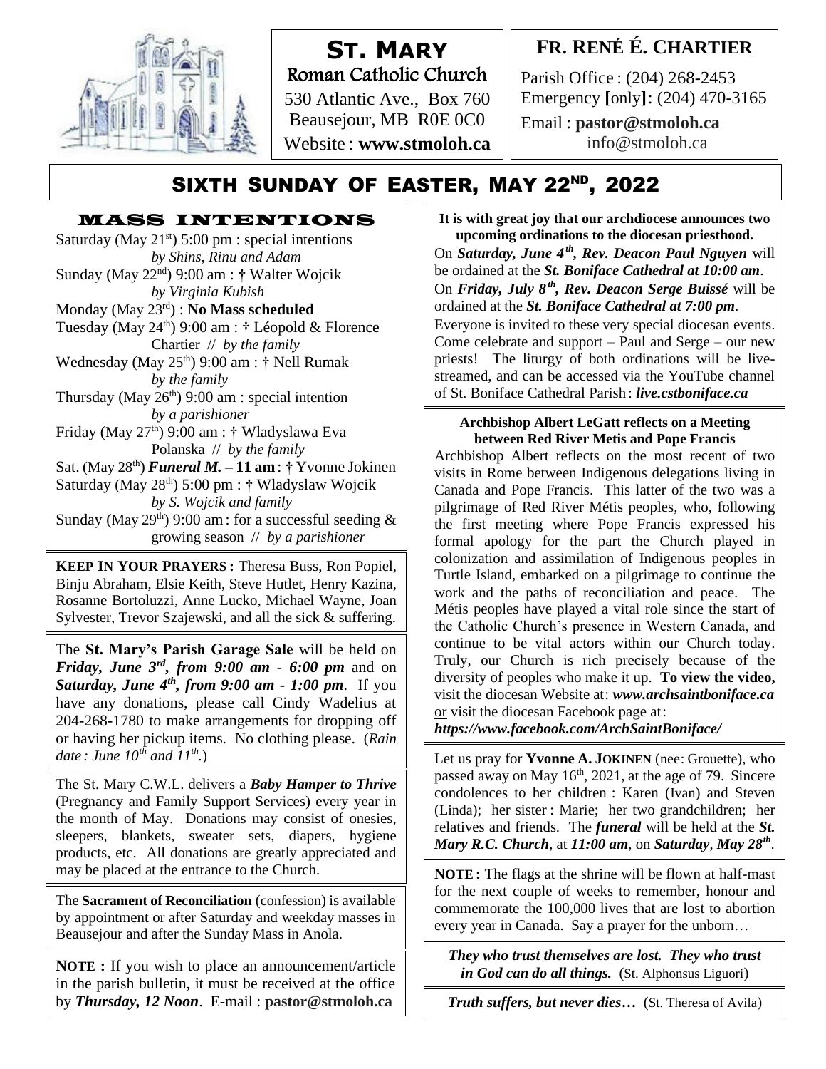# St. Mary

Roman Catholic Church

530 Atlantic Ave., Box 760
Beausejour, MB R0E 0C0
Website : **www.stmoloh.ca**

## Fr. René É. Chartier

Parish Office : (204) 268-2453
Emergency **[**only**]**: (204) 470-3165
Email : **pastor@stmoloh.ca**
info@stmoloh.ca

## Sixth Sunday of Easter, May 22nd, 2022

### Mass Intentions

Saturday (May 21st) 5:00 pm : special intentions
*by Shins, Rinu and Adam*
Sunday (May 22nd) 9:00 am : † Walter Wojcik
*by Virginia Kubish*
Monday (May 23rd) : **No Mass scheduled**
Tuesday (May 24th) 9:00 am : † Léopold & Florence Chartier // *by the family*
Wednesday (May 25th) 9:00 am : † Nell Rumak
*by the family*
Thursday (May 26th) 9:00 am : special intention
*by a parishioner*
Friday (May 27th) 9:00 am : † Wladyslawa Eva Polanska // *by the family*
Sat. (May 28th) ***Funeral M.* – 11 am** : † Yvonne Jokinen
Saturday (May 28th) 5:00 pm : † Wladyslaw Wojcik
*by S. Wojcik and family*
Sunday (May 29th) 9:00 am : for a successful seeding & growing season // *by a parishioner*

**Keep In Your Prayers :** Theresa Buss, Ron Popiel, Binju Abraham, Elsie Keith, Steve Hutlet, Henry Kazina, Rosanne Bortoluzzi, Anne Lucko, Michael Wayne, Joan Sylvester, Trevor Szajewski, and all the sick & suffering.

The **St. Mary's Parish Garage Sale** will be held on ***Friday, June 3rd, from 9:00 am - 6:00 pm*** and on ***Saturday, June 4th, from 9:00 am - 1:00 pm***. If you have any donations, please call Cindy Wadelius at 204-268-1780 to make arrangements for dropping off or having her pickup items. No clothing please. (*Rain date : June 10th and 11th.*)

The St. Mary C.W.L. delivers a ***Baby Hamper to Thrive*** (Pregnancy and Family Support Services) every year in the month of May. Donations may consist of onesies, sleepers, blankets, sweater sets, diapers, hygiene products, etc. All donations are greatly appreciated and may be placed at the entrance to the Church.

The **Sacrament of Reconciliation** (confession) is available by appointment or after Saturday and weekday masses in Beausejour and after the Sunday Mass in Anola.

**NOTE :** If you wish to place an announcement/article in the parish bulletin, it must be received at the office by ***Thursday, 12 Noon***. E-mail : **pastor@stmoloh.ca**

**It is with great joy that our archdiocese announces two upcoming ordinations to the diocesan priesthood.**

On ***Saturday, June 4th, Rev. Deacon Paul Nguyen*** will be ordained at the ***St. Boniface Cathedral at 10:00 am***.
On ***Friday, July 8th, Rev. Deacon Serge Buissé*** will be ordained at the ***St. Boniface Cathedral at 7:00 pm***.
Everyone is invited to these very special diocesan events. Come celebrate and support – Paul and Serge – our new priests! The liturgy of both ordinations will be live-streamed, and can be accessed via the YouTube channel of St. Boniface Cathedral Parish : ***live.cstboniface.ca***

**Archbishop Albert LeGatt reflects on a Meeting between Red River Metis and Pope Francis**

Archbishop Albert reflects on the most recent of two visits in Rome between Indigenous delegations living in Canada and Pope Francis. This latter of the two was a pilgrimage of Red River Métis peoples, who, following the first meeting where Pope Francis expressed his formal apology for the part the Church played in colonization and assimilation of Indigenous peoples in Turtle Island, embarked on a pilgrimage to continue the work and the paths of reconciliation and peace. The Métis peoples have played a vital role since the start of the Catholic Church's presence in Western Canada, and continue to be vital actors within our Church today. Truly, our Church is rich precisely because of the diversity of peoples who make it up. **To view the video,** visit the diocesan Website at: ***www.archsaintboniface.ca*** or visit the diocesan Facebook page at:
***https://www.facebook.com/ArchSaintBoniface/***

Let us pray for **Yvonne A. Jokinen** (nee: Grouette), who passed away on May 16th, 2021, at the age of 79. Sincere condolences to her children : Karen (Ivan) and Steven (Linda); her sister : Marie; her two grandchildren; her relatives and friends. The ***funeral*** will be held at the ***St. Mary R.C. Church***, at ***11:00 am***, on ***Saturday***, ***May 28th***.

**NOTE :** The flags at the shrine will be flown at half-mast for the next couple of weeks to remember, honour and commemorate the 100,000 lives that are lost to abortion every year in Canada. Say a prayer for the unborn…

***They who trust themselves are lost. They who trust in God can do all things.*** (St. Alphonsus Liguori)

***Truth suffers, but never dies…*** (St. Theresa of Avila)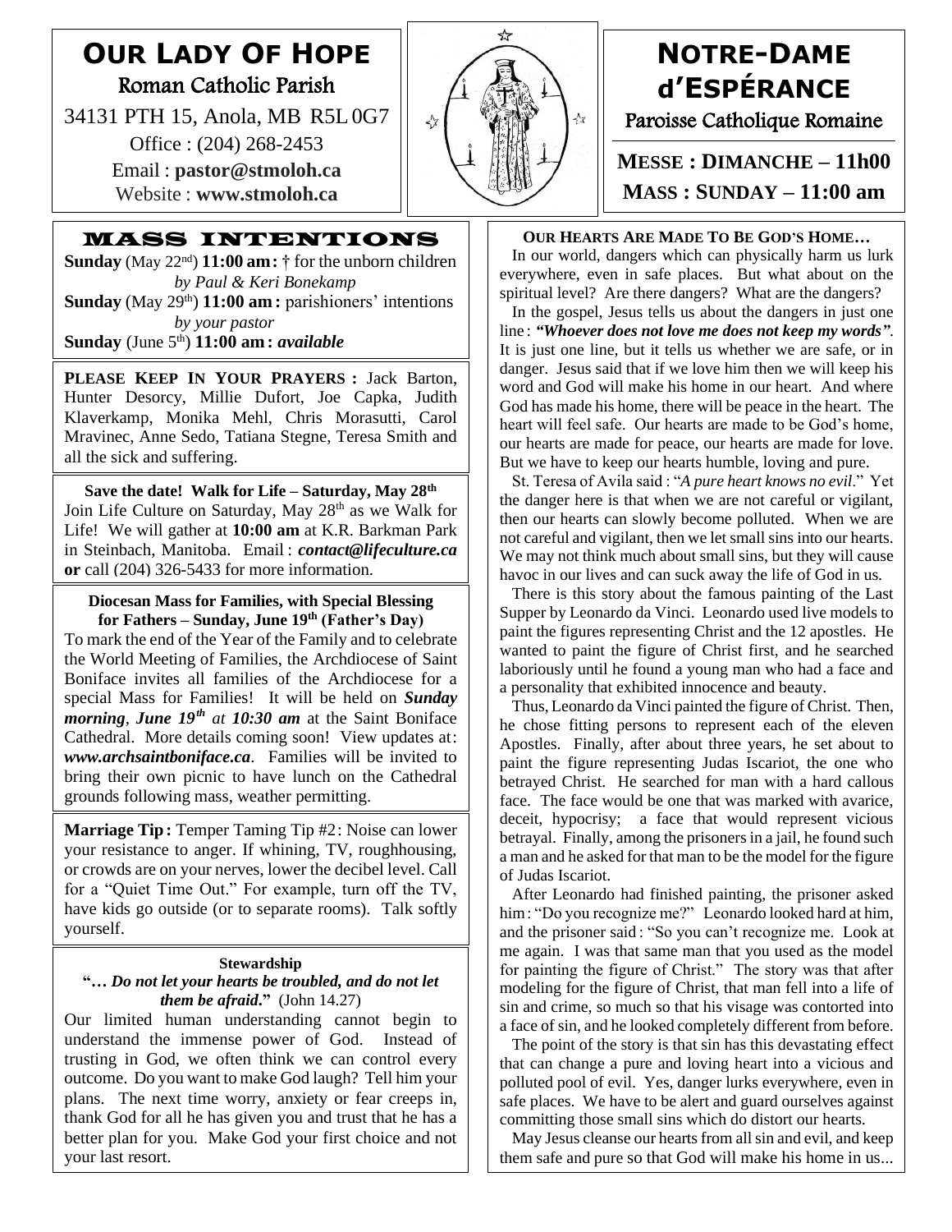# OUR LADY OF HOPE

Roman Catholic Parish

34131 PTH 15, Anola, MB R5L 0G7

Office : (204) 268-2453

Email : **pastor@stmoloh.ca**

Website : **www.stmoloh.ca**

# NOTRE-DAME d'ESPÉRANCE

Paroisse Catholique Romaine

**MESSE : DIMANCHE – 11h00**

**MASS : SUNDAY – 11:00 am**

## MASS INTENTIONS

**Sunday** (May 22nd) **11:00 am :** † for the unborn children *by Paul & Keri Bonekamp*

**Sunday** (May 29th) **11:00 am :** parishioners' intentions *by your pastor*

**Sunday** (June 5th) **11:00 am :** ***available***

**PLEASE KEEP IN YOUR PRAYERS :** Jack Barton, Hunter Desorcy, Millie Dufort, Joe Capka, Judith Klaverkamp, Monika Mehl, Chris Morasutti, Carol Mravinec, Anne Sedo, Tatiana Stegne, Teresa Smith and all the sick and suffering.

**Save the date! Walk for Life – Saturday, May 28th**

Join Life Culture on Saturday, May 28th as we Walk for Life! We will gather at **10:00 am** at K.R. Barkman Park in Steinbach, Manitoba. Email : ***contact@lifeculture.ca*** **or** call (204) 326-5433 for more information.

**Diocesan Mass for Families, with Special Blessing for Fathers – Sunday, June 19th (Father's Day)**

To mark the end of the Year of the Family and to celebrate the World Meeting of Families, the Archdiocese of Saint Boniface invites all families of the Archdiocese for a special Mass for Families! It will be held on ***Sunday morning, June 19th** at **10:30 am*** at the Saint Boniface Cathedral. More details coming soon! View updates at: ***www.archsaintboniface.ca***. Families will be invited to bring their own picnic to have lunch on the Cathedral grounds following mass, weather permitting.

**Marriage Tip :** Temper Taming Tip #2 : Noise can lower your resistance to anger. If whining, TV, roughhousing, or crowds are on your nerves, lower the decibel level. Call for a "Quiet Time Out." For example, turn off the TV, have kids go outside (or to separate rooms). Talk softly yourself.

**Stewardship**

**"*… Do not let your hearts be troubled, and do not let them be afraid*."** (John 14.27)

Our limited human understanding cannot begin to understand the immense power of God. Instead of trusting in God, we often think we can control every outcome. Do you want to make God laugh? Tell him your plans. The next time worry, anxiety or fear creeps in, thank God for all he has given you and trust that he has a better plan for you. Make God your first choice and not your last resort.

**OUR HEARTS ARE MADE TO BE GOD'S HOME…**

In our world, dangers which can physically harm us lurk everywhere, even in safe places. But what about on the spiritual level? Are there dangers? What are the dangers?

In the gospel, Jesus tells us about the dangers in just one line : ***"Whoever does not love me does not keep my words"***. It is just one line, but it tells us whether we are safe, or in danger. Jesus said that if we love him then we will keep his word and God will make his home in our heart. And where God has made his home, there will be peace in the heart. The heart will feel safe. Our hearts are made to be God's home, our hearts are made for peace, our hearts are made for love. But we have to keep our hearts humble, loving and pure.

St. Teresa of Avila said : "*A pure heart knows no evil*." Yet the danger here is that when we are not careful or vigilant, then our hearts can slowly become polluted. When we are not careful and vigilant, then we let small sins into our hearts. We may not think much about small sins, but they will cause havoc in our lives and can suck away the life of God in us.

There is this story about the famous painting of the Last Supper by Leonardo da Vinci. Leonardo used live models to paint the figures representing Christ and the 12 apostles. He wanted to paint the figure of Christ first, and he searched laboriously until he found a young man who had a face and a personality that exhibited innocence and beauty.

Thus, Leonardo da Vinci painted the figure of Christ. Then, he chose fitting persons to represent each of the eleven Apostles. Finally, after about three years, he set about to paint the figure representing Judas Iscariot, the one who betrayed Christ. He searched for man with a hard callous face. The face would be one that was marked with avarice, deceit, hypocrisy; a face that would represent vicious betrayal. Finally, among the prisoners in a jail, he found such a man and he asked for that man to be the model for the figure of Judas Iscariot.

After Leonardo had finished painting, the prisoner asked him : "Do you recognize me?" Leonardo looked hard at him, and the prisoner said : "So you can't recognize me. Look at me again. I was that same man that you used as the model for painting the figure of Christ." The story was that after modeling for the figure of Christ, that man fell into a life of sin and crime, so much so that his visage was contorted into a face of sin, and he looked completely different from before.

The point of the story is that sin has this devastating effect that can change a pure and loving heart into a vicious and polluted pool of evil. Yes, danger lurks everywhere, even in safe places. We have to be alert and guard ourselves against committing those small sins which do distort our hearts.

May Jesus cleanse our hearts from all sin and evil, and keep them safe and pure so that God will make his home in us...